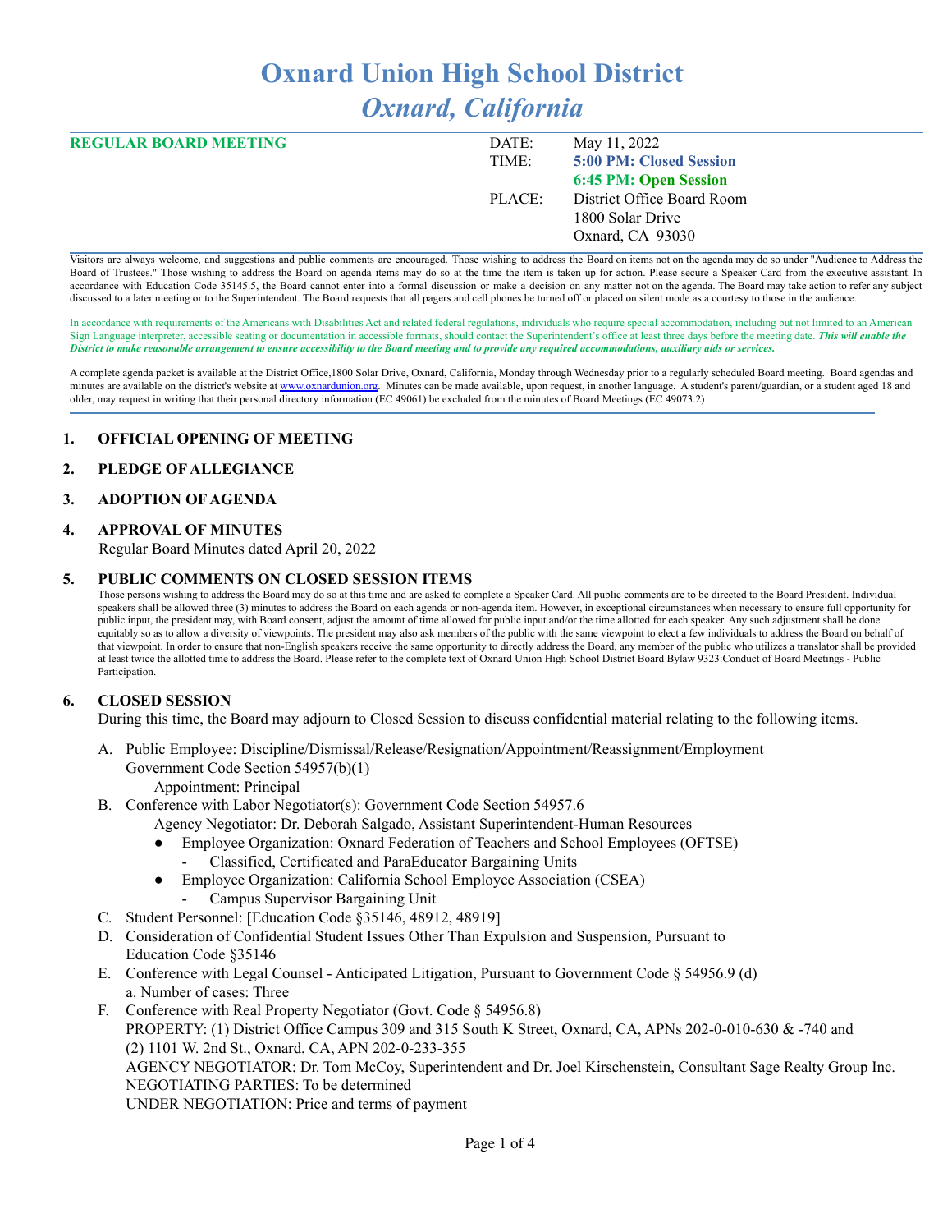# Oxnard Union High School District

## *Oxnard, California*

**REGULAR BOARD MEETING**

DATE: May 11, 2022

TIME: **5:00 PM: Closed Session**
**6:45 PM: Open Session**

PLACE: District Office Board Room
1800 Solar Drive
Oxnard, CA 93030

Visitors are always welcome, and suggestions and public comments are encouraged. Those wishing to address the Board on items not on the agenda may do so under "Audience to Address the Board of Trustees." Those wishing to address the Board on agenda items may do so at the time the item is taken up for action. Please secure a Speaker Card from the executive assistant. In accordance with Education Code 35145.5, the Board cannot enter into a formal discussion or make a decision on any matter not on the agenda. The Board may take action to refer any subject discussed to a later meeting or to the Superintendent. The Board requests that all pagers and cell phones be turned off or placed on silent mode as a courtesy to those in the audience.

In accordance with requirements of the Americans with Disabilities Act and related federal regulations, individuals who require special accommodation, including but not limited to an American Sign Language interpreter, accessible seating or documentation in accessible formats, should contact the Superintendent's office at least three days before the meeting date. ***This will enable the District to make reasonable arrangement to ensure accessibility to the Board meeting and to provide any required accommodations, auxiliary aids or services.***

A complete agenda packet is available at the District Office,1800 Solar Drive, Oxnard, California, Monday through Wednesday prior to a regularly scheduled Board meeting. Board agendas and minutes are available on the district's website at www.oxnardunion.org. Minutes can be made available, upon request, in another language. A student's parent/guardian, or a student aged 18 and older, may request in writing that their personal directory information (EC 49061) be excluded from the minutes of Board Meetings (EC 49073.2)

### 1. OFFICIAL OPENING OF MEETING

### 2. PLEDGE OF ALLEGIANCE

### 3. ADOPTION OF AGENDA

### 4. APPROVAL OF MINUTES

Regular Board Minutes dated April 20, 2022

### 5. PUBLIC COMMENTS ON CLOSED SESSION ITEMS

Those persons wishing to address the Board may do so at this time and are asked to complete a Speaker Card. All public comments are to be directed to the Board President. Individual speakers shall be allowed three (3) minutes to address the Board on each agenda or non-agenda item. However, in exceptional circumstances when necessary to ensure full opportunity for public input, the president may, with Board consent, adjust the amount of time allowed for public input and/or the time allotted for each speaker. Any such adjustment shall be done equitably so as to allow a diversity of viewpoints. The president may also ask members of the public with the same viewpoint to elect a few individuals to address the Board on behalf of that viewpoint. In order to ensure that non-English speakers receive the same opportunity to directly address the Board, any member of the public who utilizes a translator shall be provided at least twice the allotted time to address the Board. Please refer to the complete text of Oxnard Union High School District Board Bylaw 9323:Conduct of Board Meetings - Public Participation.

### 6. CLOSED SESSION

During this time, the Board may adjourn to Closed Session to discuss confidential material relating to the following items.

A. Public Employee: Discipline/Dismissal/Release/Resignation/Appointment/Reassignment/Employment
Government Code Section 54957(b)(1)
Appointment: Principal

B. Conference with Labor Negotiator(s): Government Code Section 54957.6
Agency Negotiator: Dr. Deborah Salgado, Assistant Superintendent-Human Resources
- Employee Organization: Oxnard Federation of Teachers and School Employees (OFTSE)
  - Classified, Certificated and ParaEducator Bargaining Units
- Employee Organization: California School Employee Association (CSEA)
  - Campus Supervisor Bargaining Unit

C. Student Personnel: [Education Code §35146, 48912, 48919]

D. Consideration of Confidential Student Issues Other Than Expulsion and Suspension, Pursuant to Education Code §35146

E. Conference with Legal Counsel - Anticipated Litigation, Pursuant to Government Code § 54956.9 (d)
a. Number of cases: Three

F. Conference with Real Property Negotiator (Govt. Code § 54956.8)
PROPERTY: (1) District Office Campus 309 and 315 South K Street, Oxnard, CA, APNs 202-0-010-630 & -740 and (2) 1101 W. 2nd St., Oxnard, CA, APN 202-0-233-355
AGENCY NEGOTIATOR: Dr. Tom McCoy, Superintendent and Dr. Joel Kirschenstein, Consultant Sage Realty Group Inc.
NEGOTIATING PARTIES: To be determined
UNDER NEGOTIATION: Price and terms of payment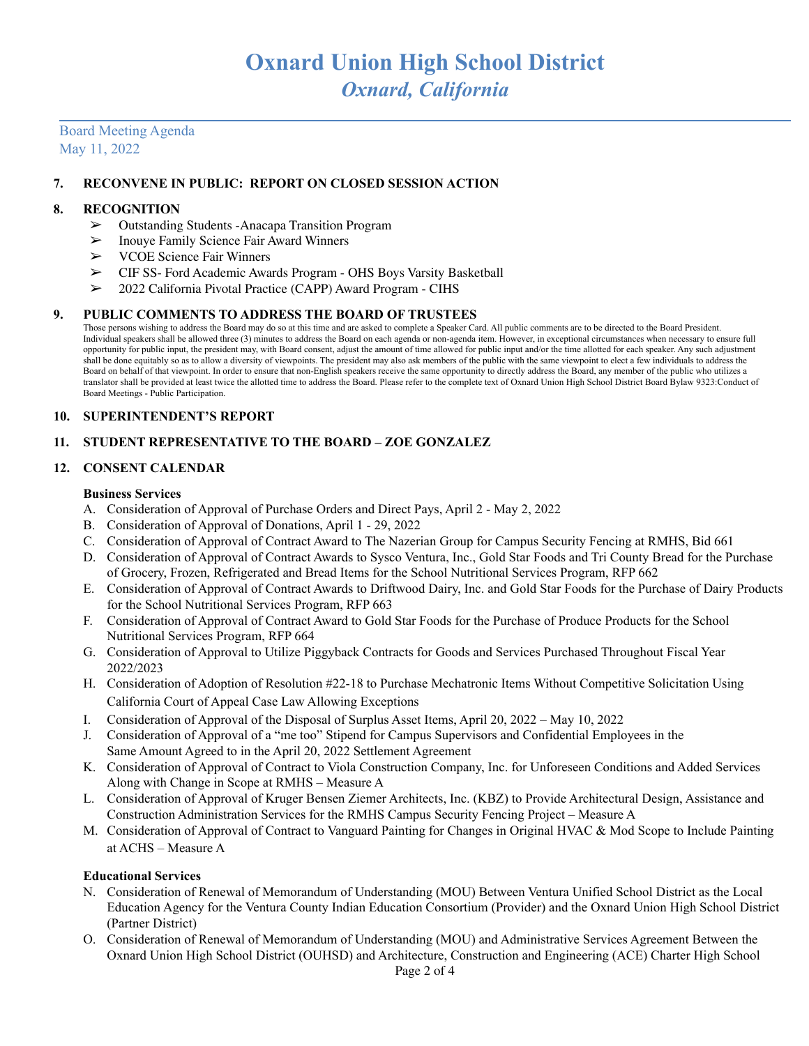# Oxnard Union High School District
## *Oxnard, California*

Board Meeting Agenda
May 11, 2022

**7. RECONVENE IN PUBLIC: REPORT ON CLOSED SESSION ACTION**

**8. RECOGNITION**

- ➢ Outstanding Students -Anacapa Transition Program
- ➢ Inouye Family Science Fair Award Winners
- ➢ VCOE Science Fair Winners
- ➢ CIF SS- Ford Academic Awards Program - OHS Boys Varsity Basketball
- ➢ 2022 California Pivotal Practice (CAPP) Award Program - CIHS

**9. PUBLIC COMMENTS TO ADDRESS THE BOARD OF TRUSTEES**

Those persons wishing to address the Board may do so at this time and are asked to complete a Speaker Card. All public comments are to be directed to the Board President. Individual speakers shall be allowed three (3) minutes to address the Board on each agenda or non-agenda item. However, in exceptional circumstances when necessary to ensure full opportunity for public input, the president may, with Board consent, adjust the amount of time allowed for public input and/or the time allotted for each speaker. Any such adjustment shall be done equitably so as to allow a diversity of viewpoints. The president may also ask members of the public with the same viewpoint to elect a few individuals to address the Board on behalf of that viewpoint. In order to ensure that non-English speakers receive the same opportunity to directly address the Board, any member of the public who utilizes a translator shall be provided at least twice the allotted time to address the Board. Please refer to the complete text of Oxnard Union High School District Board Bylaw 9323:Conduct of Board Meetings - Public Participation.

**10. SUPERINTENDENT'S REPORT**

**11. STUDENT REPRESENTATIVE TO THE BOARD – ZOE GONZALEZ**

**12. CONSENT CALENDAR**

**Business Services**

A. Consideration of Approval of Purchase Orders and Direct Pays, April 2 - May 2, 2022
B. Consideration of Approval of Donations, April 1 - 29, 2022
C. Consideration of Approval of Contract Award to The Nazerian Group for Campus Security Fencing at RMHS, Bid 661
D. Consideration of Approval of Contract Awards to Sysco Ventura, Inc., Gold Star Foods and Tri County Bread for the Purchase of Grocery, Frozen, Refrigerated and Bread Items for the School Nutritional Services Program, RFP 662
E. Consideration of Approval of Contract Awards to Driftwood Dairy, Inc. and Gold Star Foods for the Purchase of Dairy Products for the School Nutritional Services Program, RFP 663
F. Consideration of Approval of Contract Award to Gold Star Foods for the Purchase of Produce Products for the School Nutritional Services Program, RFP 664
G. Consideration of Approval to Utilize Piggyback Contracts for Goods and Services Purchased Throughout Fiscal Year 2022/2023
H. Consideration of Adoption of Resolution #22-18 to Purchase Mechatronic Items Without Competitive Solicitation Using California Court of Appeal Case Law Allowing Exceptions
I. Consideration of Approval of the Disposal of Surplus Asset Items, April 20, 2022 – May 10, 2022
J. Consideration of Approval of a "me too" Stipend for Campus Supervisors and Confidential Employees in the Same Amount Agreed to in the April 20, 2022 Settlement Agreement
K. Consideration of Approval of Contract to Viola Construction Company, Inc. for Unforeseen Conditions and Added Services Along with Change in Scope at RMHS – Measure A
L. Consideration of Approval of Kruger Bensen Ziemer Architects, Inc. (KBZ) to Provide Architectural Design, Assistance and Construction Administration Services for the RMHS Campus Security Fencing Project – Measure A
M. Consideration of Approval of Contract to Vanguard Painting for Changes in Original HVAC & Mod Scope to Include Painting at ACHS – Measure A

**Educational Services**

N. Consideration of Renewal of Memorandum of Understanding (MOU) Between Ventura Unified School District as the Local Education Agency for the Ventura County Indian Education Consortium (Provider) and the Oxnard Union High School District (Partner District)
O. Consideration of Renewal of Memorandum of Understanding (MOU) and Administrative Services Agreement Between the Oxnard Union High School District (OUHSD) and Architecture, Construction and Engineering (ACE) Charter High School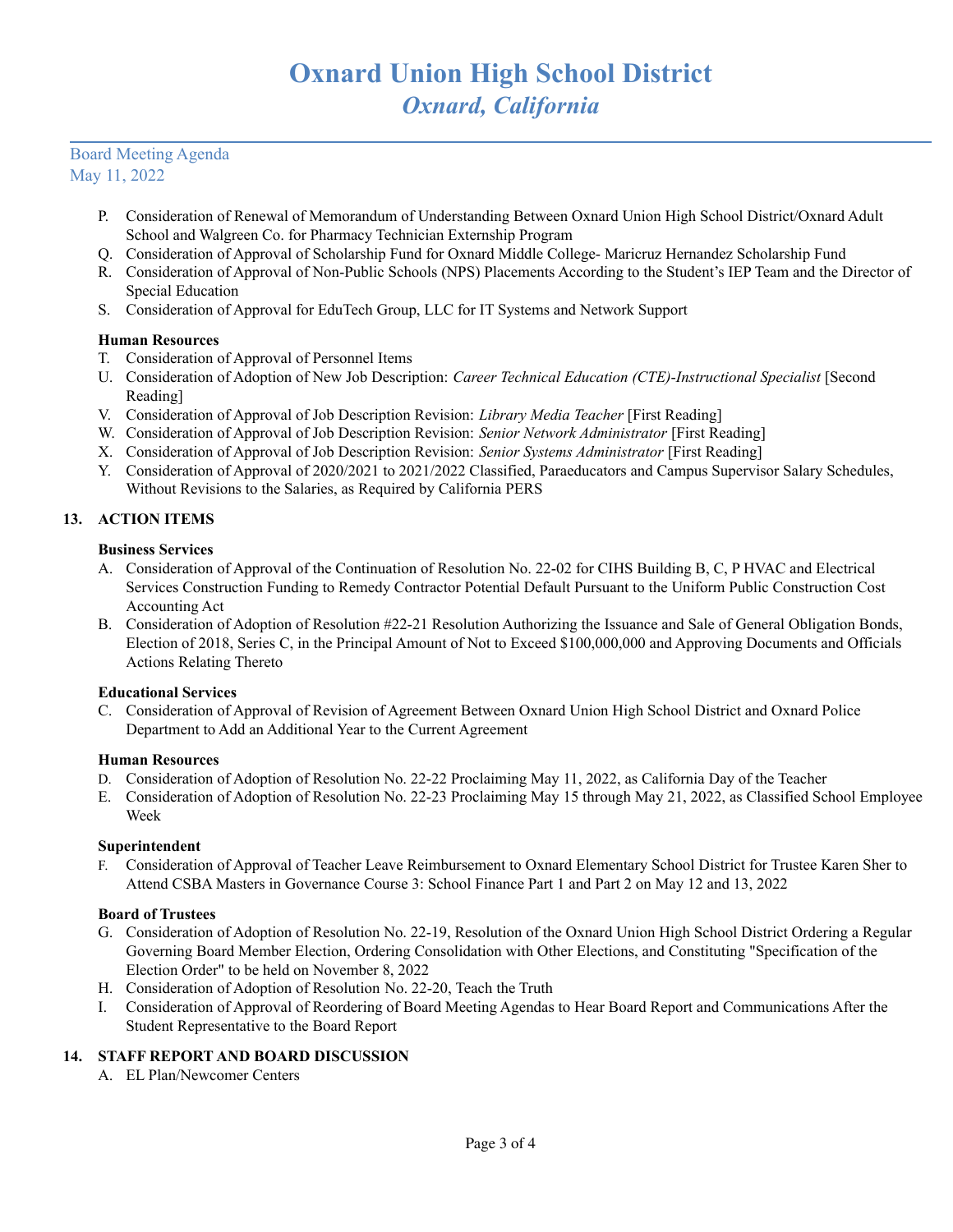P. Consideration of Renewal of Memorandum of Understanding Between Oxnard Union High School District/Oxnard Adult School and Walgreen Co. for Pharmacy Technician Externship Program
Q. Consideration of Approval of Scholarship Fund for Oxnard Middle College- Maricruz Hernandez Scholarship Fund
R. Consideration of Approval of Non-Public Schools (NPS) Placements According to the Student's IEP Team and the Director of Special Education
S. Consideration of Approval for EduTech Group, LLC for IT Systems and Network Support

**Human Resources**

T. Consideration of Approval of Personnel Items
U. Consideration of Adoption of New Job Description: *Career Technical Education (CTE)-Instructional Specialist* [Second Reading]
V. Consideration of Approval of Job Description Revision: *Library Media Teacher* [First Reading]
W. Consideration of Approval of Job Description Revision: *Senior Network Administrator* [First Reading]
X. Consideration of Approval of Job Description Revision: *Senior Systems Administrator* [First Reading]
Y. Consideration of Approval of 2020/2021 to 2021/2022 Classified, Paraeducators and Campus Supervisor Salary Schedules, Without Revisions to the Salaries, as Required by California PERS

## 13. ACTION ITEMS

**Business Services**

A. Consideration of Approval of the Continuation of Resolution No. 22-02 for CIHS Building B, C, P HVAC and Electrical Services Construction Funding to Remedy Contractor Potential Default Pursuant to the Uniform Public Construction Cost Accounting Act
B. Consideration of Adoption of Resolution #22-21 Resolution Authorizing the Issuance and Sale of General Obligation Bonds, Election of 2018, Series C, in the Principal Amount of Not to Exceed $100,000,000 and Approving Documents and Officials Actions Relating Thereto

**Educational Services**

C. Consideration of Approval of Revision of Agreement Between Oxnard Union High School District and Oxnard Police Department to Add an Additional Year to the Current Agreement

**Human Resources**

D. Consideration of Adoption of Resolution No. 22-22 Proclaiming May 11, 2022, as California Day of the Teacher
E. Consideration of Adoption of Resolution No. 22-23 Proclaiming May 15 through May 21, 2022, as Classified School Employee Week

**Superintendent**

F. Consideration of Approval of Teacher Leave Reimbursement to Oxnard Elementary School District for Trustee Karen Sher to Attend CSBA Masters in Governance Course 3: School Finance Part 1 and Part 2 on May 12 and 13, 2022

**Board of Trustees**

G. Consideration of Adoption of Resolution No. 22-19, Resolution of the Oxnard Union High School District Ordering a Regular Governing Board Member Election, Ordering Consolidation with Other Elections, and Constituting "Specification of the Election Order" to be held on November 8, 2022
H. Consideration of Adoption of Resolution No. 22-20, Teach the Truth
I. Consideration of Approval of Reordering of Board Meeting Agendas to Hear Board Report and Communications After the Student Representative to the Board Report

## 14. STAFF REPORT AND BOARD DISCUSSION

A. EL Plan/Newcomer Centers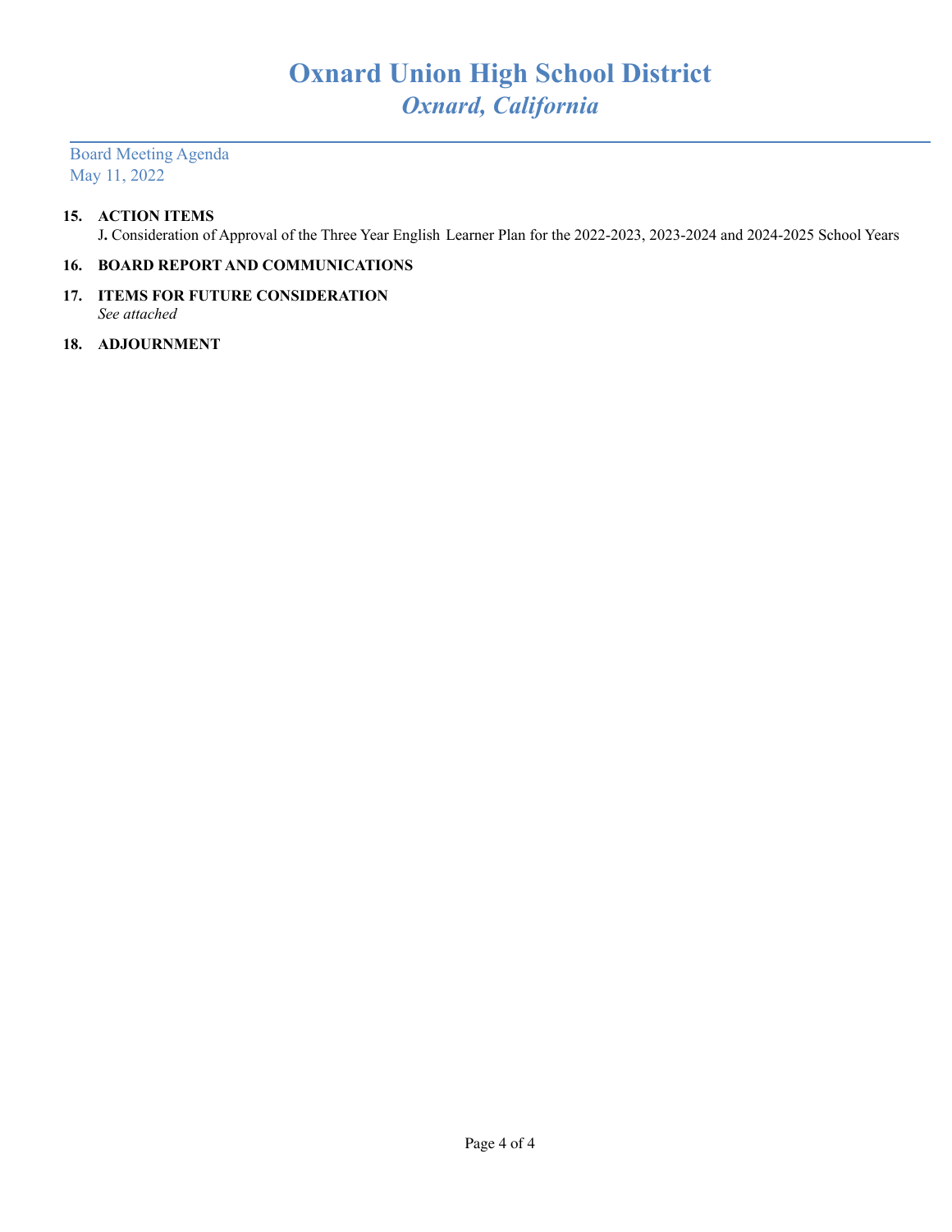# Oxnard Union High School District
## *Oxnard, California*

Board Meeting Agenda
May 11, 2022

**15. ACTION ITEMS**

**J.** Consideration of Approval of the Three Year English Learner Plan for the 2022-2023, 2023-2024 and 2024-2025 School Years

**16. BOARD REPORT AND COMMUNICATIONS**

**17. ITEMS FOR FUTURE CONSIDERATION**

*See attached*

**18. ADJOURNMENT**